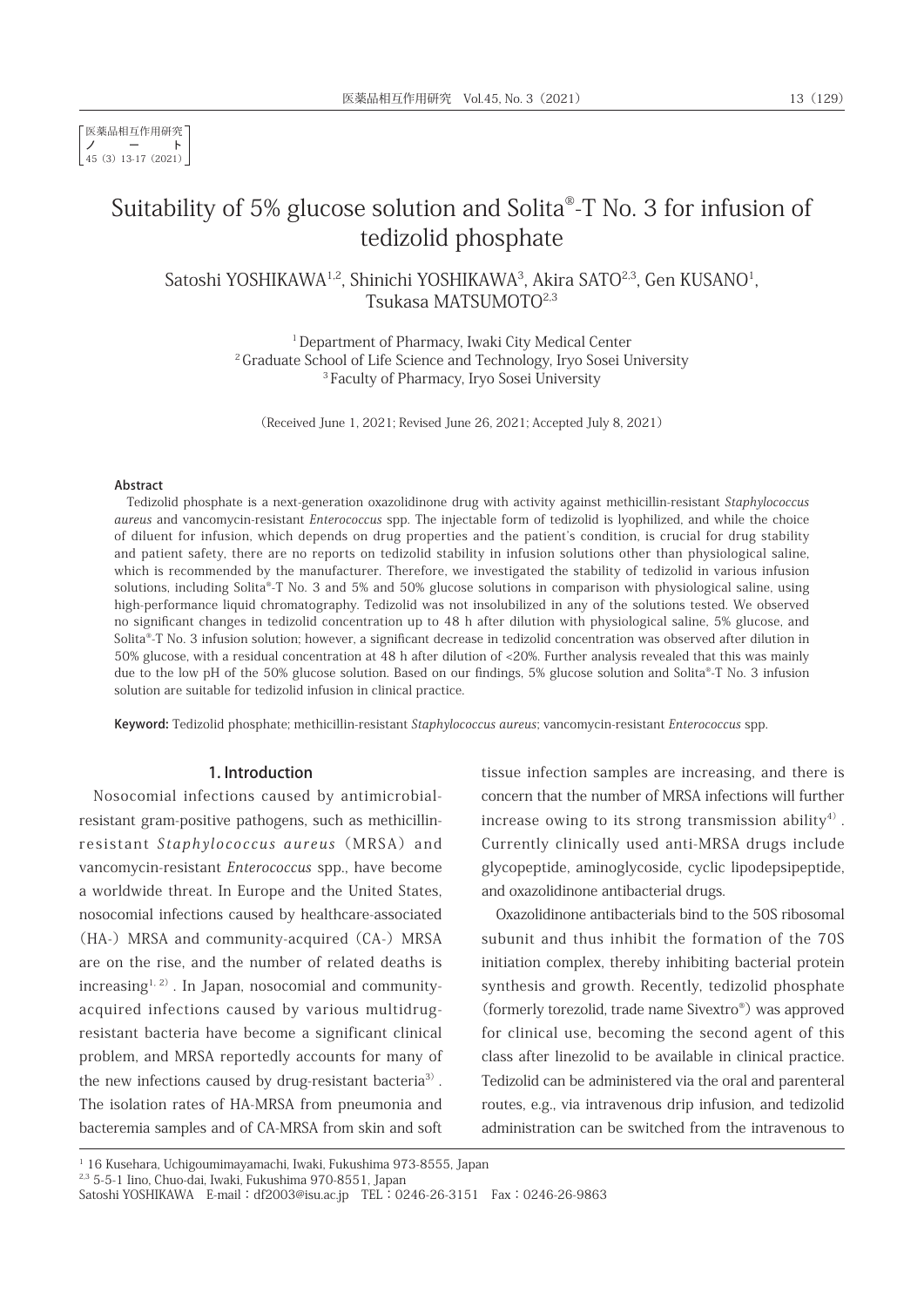医薬品相互作用研究
ノート
45 (3) 13-17 (2021)

# Suitability of 5% glucose solution and Solita®-T No. 3 for infusion of tedizolid phosphate

Satoshi YOSHIKAWA[1,2], Shinichi YOSHIKAWA[3], Akira SATO[2,3], Gen KUSANO[1], Tsukasa MATSUMOTO[2,3]

[1] Department of Pharmacy, Iwaki City Medical Center
[2] Graduate School of Life Science and Technology, Iryo Sosei University
[3] Faculty of Pharmacy, Iryo Sosei University

(Received June 1, 2021; Revised June 26, 2021; Accepted July 8, 2021)

**Abstract**

Tedizolid phosphate is a next-generation oxazolidinone drug with activity against methicillin-resistant *Staphylococcus aureus* and vancomycin-resistant *Enterococcus* spp. The injectable form of tedizolid is lyophilized, and while the choice of diluent for infusion, which depends on drug properties and the patient's condition, is crucial for drug stability and patient safety, there are no reports on tedizolid stability in infusion solutions other than physiological saline, which is recommended by the manufacturer. Therefore, we investigated the stability of tedizolid in various infusion solutions, including Solita®-T No. 3 and 5% and 50% glucose solutions in comparison with physiological saline, using high-performance liquid chromatography. Tedizolid was not insolubilized in any of the solutions tested. We observed no significant changes in tedizolid concentration up to 48 h after dilution with physiological saline, 5% glucose, and Solita®-T No. 3 infusion solution; however, a significant decrease in tedizolid concentration was observed after dilution in 50% glucose, with a residual concentration at 48 h after dilution of <20%. Further analysis revealed that this was mainly due to the low pH of the 50% glucose solution. Based on our findings, 5% glucose solution and Solita®-T No. 3 infusion solution are suitable for tedizolid infusion in clinical practice.

**Keyword:** Tedizolid phosphate; methicillin-resistant *Staphylococcus aureus*; vancomycin-resistant *Enterococcus* spp.

## 1. Introduction

Nosocomial infections caused by antimicrobial-resistant gram-positive pathogens, such as methicillin-resistant *Staphylococcus aureus* (MRSA) and vancomycin-resistant *Enterococcus* spp., have become a worldwide threat. In Europe and the United States, nosocomial infections caused by healthcare-associated (HA-) MRSA and community-acquired (CA-) MRSA are on the rise, and the number of related deaths is increasing[1, 2]. In Japan, nosocomial and community-acquired infections caused by various multidrug-resistant bacteria have become a significant clinical problem, and MRSA reportedly accounts for many of the new infections caused by drug-resistant bacteria[3]. The isolation rates of HA-MRSA from pneumonia and bacteremia samples and of CA-MRSA from skin and soft tissue infection samples are increasing, and there is concern that the number of MRSA infections will further increase owing to its strong transmission ability[4]. Currently clinically used anti-MRSA drugs include glycopeptide, aminoglycoside, cyclic lipodepsipeptide, and oxazolidinone antibacterial drugs.

Oxazolidinone antibacterials bind to the 50S ribosomal subunit and thus inhibit the formation of the 70S initiation complex, thereby inhibiting bacterial protein synthesis and growth. Recently, tedizolid phosphate (formerly torezolid, trade name Sivextro®) was approved for clinical use, becoming the second agent of this class after linezolid to be available in clinical practice. Tedizolid can be administered via the oral and parenteral routes, e.g., via intravenous drip infusion, and tedizolid administration can be switched from the intravenous to

[1] 16 Kusehara, Uchigoumimayamachi, Iwaki, Fukushima 973-8555, Japan
[2,3] 5-5-1 Iino, Chuo-dai, Iwaki, Fukushima 970-8551, Japan
Satoshi YOSHIKAWA E-mail：df2003@isu.ac.jp TEL：0246-26-3151 Fax：0246-26-9863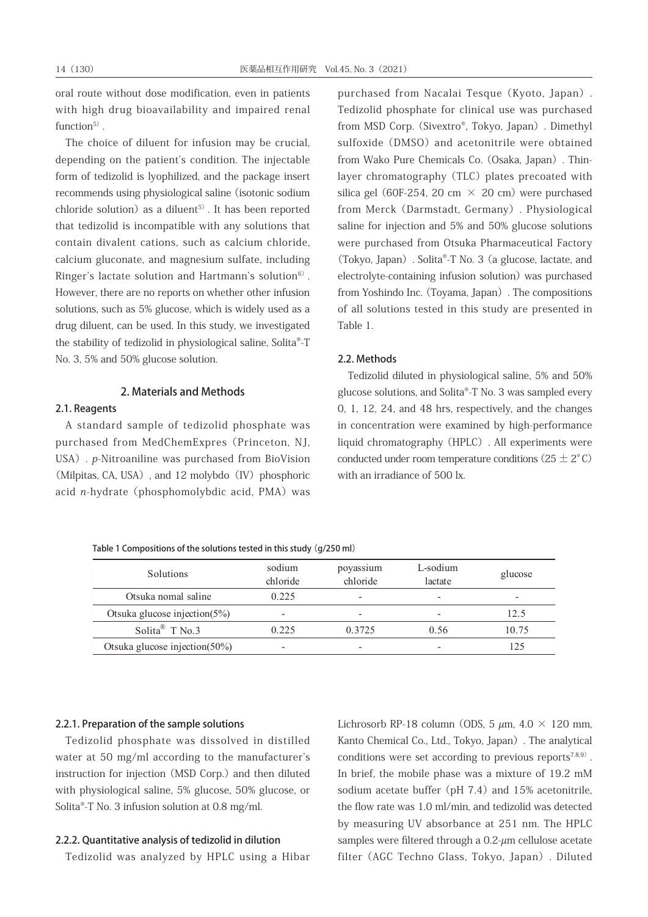oral route without dose modification, even in patients with high drug bioavailability and impaired renal function[5).

The choice of diluent for infusion may be crucial, depending on the patient's condition. The injectable form of tedizolid is lyophilized, and the package insert recommends using physiological saline (isotonic sodium chloride solution) as a diluent[5). It has been reported that tedizolid is incompatible with any solutions that contain divalent cations, such as calcium chloride, calcium gluconate, and magnesium sulfate, including Ringer's lactate solution and Hartmann's solution[6). However, there are no reports on whether other infusion solutions, such as 5% glucose, which is widely used as a drug diluent, can be used. In this study, we investigated the stability of tedizolid in physiological saline, Solita®-T No. 3, 5% and 50% glucose solution.

## 2. Materials and Methods

### 2.1. Reagents

A standard sample of tedizolid phosphate was purchased from MedChemExpres (Princeton, NJ, USA). *p*-Nitroaniline was purchased from BioVision (Milpitas, CA, USA), and 12 molybdo (IV) phosphoric acid *n*-hydrate (phosphomolybdic acid, PMA) was purchased from Nacalai Tesque (Kyoto, Japan). Tedizolid phosphate for clinical use was purchased from MSD Corp. (Sivextro®, Tokyo, Japan). Dimethyl sulfoxide (DMSO) and acetonitrile were obtained from Wako Pure Chemicals Co. (Osaka, Japan). Thin-layer chromatography (TLC) plates precoated with silica gel (60F-254, 20 cm × 20 cm) were purchased from Merck (Darmstadt, Germany). Physiological saline for injection and 5% and 50% glucose solutions were purchased from Otsuka Pharmaceutical Factory (Tokyo, Japan). Solita®-T No. 3 (a glucose, lactate, and electrolyte-containing infusion solution) was purchased from Yoshindo Inc. (Toyama, Japan). The compositions of all solutions tested in this study are presented in Table 1.

### 2.2. Methods

Tedizolid diluted in physiological saline, 5% and 50% glucose solutions, and Solita®-T No. 3 was sampled every 0, 1, 12, 24, and 48 hrs, respectively, and the changes in concentration were examined by high-performance liquid chromatography (HPLC). All experiments were conducted under room temperature conditions (25 ± 2°C) with an irradiance of 500 lx.

**Table 1 Compositions of the solutions tested in this study (g/250 ml)**

| Solutions | sodium chloride | poyassium chloride | L-sodium lactate | glucose |
|---|---|---|---|---|
| Otsuka nomal saline | 0.225 | - | - | - |
| Otsuka glucose injection(5%) | - | - | - | 12.5 |
| Solita® T No.3 | 0.225 | 0.3725 | 0.56 | 10.75 |
| Otsuka glucose injection(50%) | - | - | - | 125 |

#### 2.2.1. Preparation of the sample solutions

Tedizolid phosphate was dissolved in distilled water at 50 mg/ml according to the manufacturer's instruction for injection (MSD Corp.) and then diluted with physiological saline, 5% glucose, 50% glucose, or Solita®-T No. 3 infusion solution at 0.8 mg/ml.

#### 2.2.2. Quantitative analysis of tedizolid in dilution

Tedizolid was analyzed by HPLC using a Hibar Lichrosorb RP-18 column (ODS, 5 μm, 4.0 × 120 mm, Kanto Chemical Co., Ltd., Tokyo, Japan). The analytical conditions were set according to previous reports[7,8,9). In brief, the mobile phase was a mixture of 19.2 mM sodium acetate buffer (pH 7.4) and 15% acetonitrile, the flow rate was 1.0 ml/min, and tedizolid was detected by measuring UV absorbance at 251 nm. The HPLC samples were filtered through a 0.2-μm cellulose acetate filter (AGC Techno Glass, Tokyo, Japan). Diluted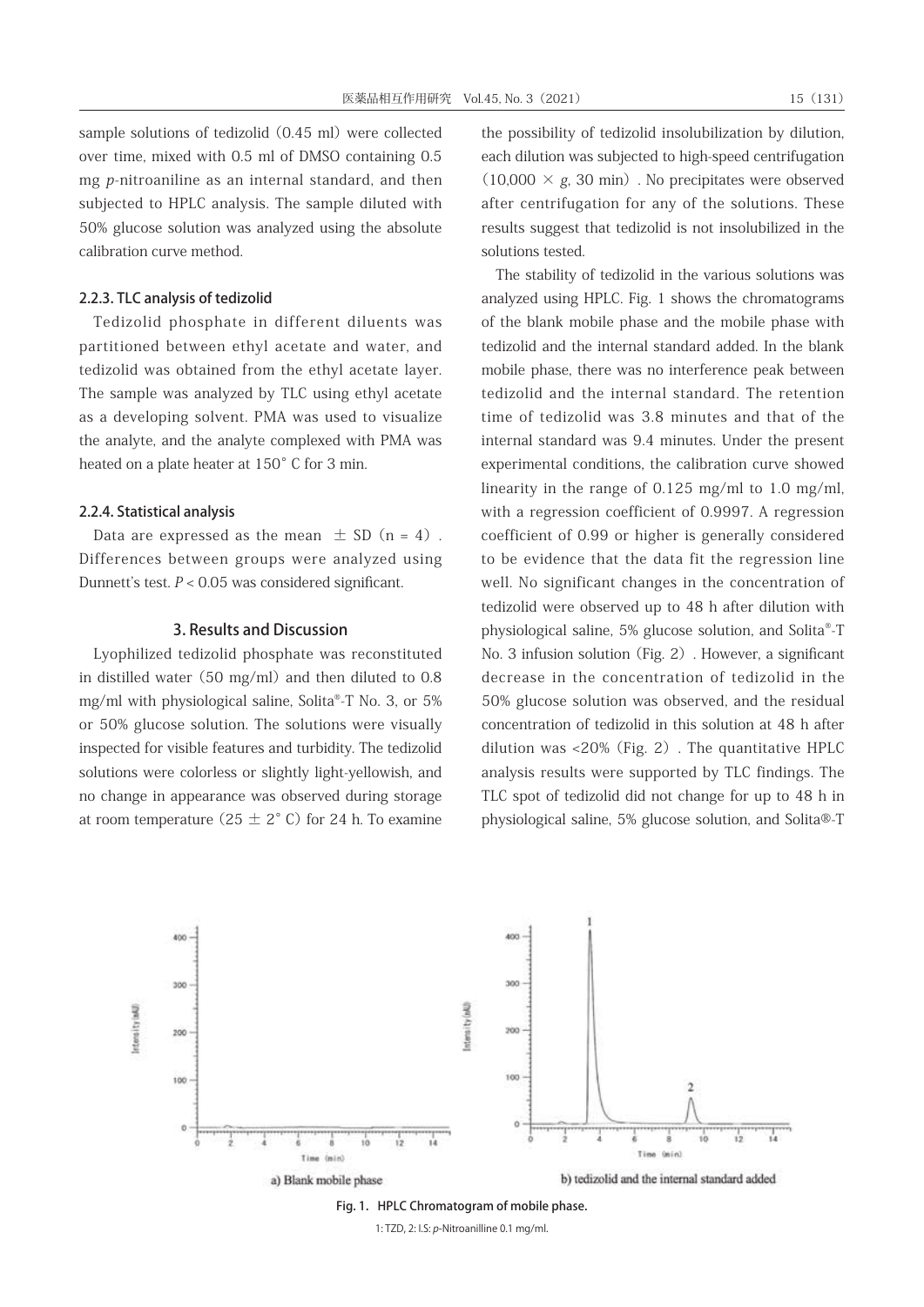sample solutions of tedizolid (0.45 ml) were collected over time, mixed with 0.5 ml of DMSO containing 0.5 mg *p*-nitroaniline as an internal standard, and then subjected to HPLC analysis. The sample diluted with 50% glucose solution was analyzed using the absolute calibration curve method.

### 2.2.3. TLC analysis of tedizolid

Tedizolid phosphate in different diluents was partitioned between ethyl acetate and water, and tedizolid was obtained from the ethyl acetate layer. The sample was analyzed by TLC using ethyl acetate as a developing solvent. PMA was used to visualize the analyte, and the analyte complexed with PMA was heated on a plate heater at 150° C for 3 min.

### 2.2.4. Statistical analysis

Data are expressed as the mean $\pm$ SD (n = 4). Differences between groups were analyzed using Dunnett's test. $P < 0.05$ was considered significant.

## 3. Results and Discussion

Lyophilized tedizolid phosphate was reconstituted in distilled water (50 mg/ml) and then diluted to 0.8 mg/ml with physiological saline, Solita®-T No. 3, or 5% or 50% glucose solution. The solutions were visually inspected for visible features and turbidity. The tedizolid solutions were colorless or slightly light-yellowish, and no change in appearance was observed during storage at room temperature ($25 \pm 2$° C) for 24 h. To examine the possibility of tedizolid insolubilization by dilution, each dilution was subjected to high-speed centrifugation ($10{,}000 \times g$, 30 min). No precipitates were observed after centrifugation for any of the solutions. These results suggest that tedizolid is not insolubilized in the solutions tested.

The stability of tedizolid in the various solutions was analyzed using HPLC. Fig. 1 shows the chromatograms of the blank mobile phase and the mobile phase with tedizolid and the internal standard added. In the blank mobile phase, there was no interference peak between tedizolid and the internal standard. The retention time of tedizolid was 3.8 minutes and that of the internal standard was 9.4 minutes. Under the present experimental conditions, the calibration curve showed linearity in the range of 0.125 mg/ml to 1.0 mg/ml, with a regression coefficient of 0.9997. A regression coefficient of 0.99 or higher is generally considered to be evidence that the data fit the regression line well. No significant changes in the concentration of tedizolid were observed up to 48 h after dilution with physiological saline, 5% glucose solution, and Solita®-T No. 3 infusion solution (Fig. 2). However, a significant decrease in the concentration of tedizolid in the 50% glucose solution was observed, and the residual concentration of tedizolid in this solution at 48 h after dilution was <20% (Fig. 2). The quantitative HPLC analysis results were supported by TLC findings. The TLC spot of tedizolid did not change for up to 48 h in physiological saline, 5% glucose solution, and Solita®-T

a) Blank mobile phase

b) tedizolid and the internal standard added

**Fig. 1. HPLC Chromatogram of mobile phase.**

1: TZD, 2: I.S: *p*-Nitroanilline 0.1 mg/ml.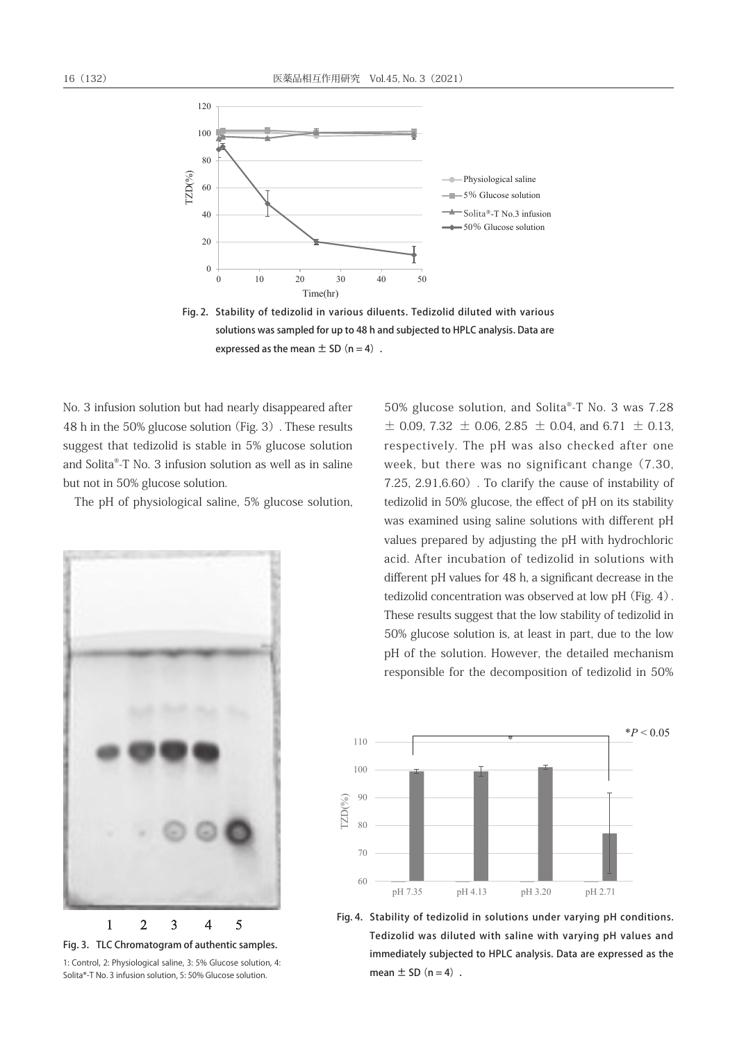Fig. 2. Stability of tedizolid in various diluents. Tedizolid diluted with various solutions was sampled for up to 48 h and subjected to HPLC analysis. Data are expressed as the mean ± SD（n = 4）.

No. 3 infusion solution but had nearly disappeared after 48 h in the 50% glucose solution（Fig. 3）. These results suggest that tedizolid is stable in 5% glucose solution and Solita®-T No. 3 infusion solution as well as in saline but not in 50% glucose solution.

The pH of physiological saline, 5% glucose solution, 50% glucose solution, and Solita®-T No. 3 was 7.28 ± 0.09, 7.32 ± 0.06, 2.85 ± 0.04, and 6.71 ± 0.13, respectively. The pH was also checked after one week, but there was no significant change（7.30, 7.25, 2.91, 6.60）. To clarify the cause of instability of tedizolid in 50% glucose, the effect of pH on its stability was examined using saline solutions with different pH values prepared by adjusting the pH with hydrochloric acid. After incubation of tedizolid in solutions with different pH values for 48 h, a significant decrease in the tedizolid concentration was observed at low pH（Fig. 4）. These results suggest that the low stability of tedizolid in 50% glucose solution is, at least in part, due to the low pH of the solution. However, the detailed mechanism responsible for the decomposition of tedizolid in 50%

Fig. 3. TLC Chromatogram of authentic samples.

1: Control, 2: Physiological saline, 3: 5% Glucose solution, 4: Solita®-T No. 3 infusion solution, 5: 50% Glucose solution.

Fig. 4. Stability of tedizolid in solutions under varying pH conditions. Tedizolid was diluted with saline with varying pH values and immediately subjected to HPLC analysis. Data are expressed as the mean ± SD（n = 4）.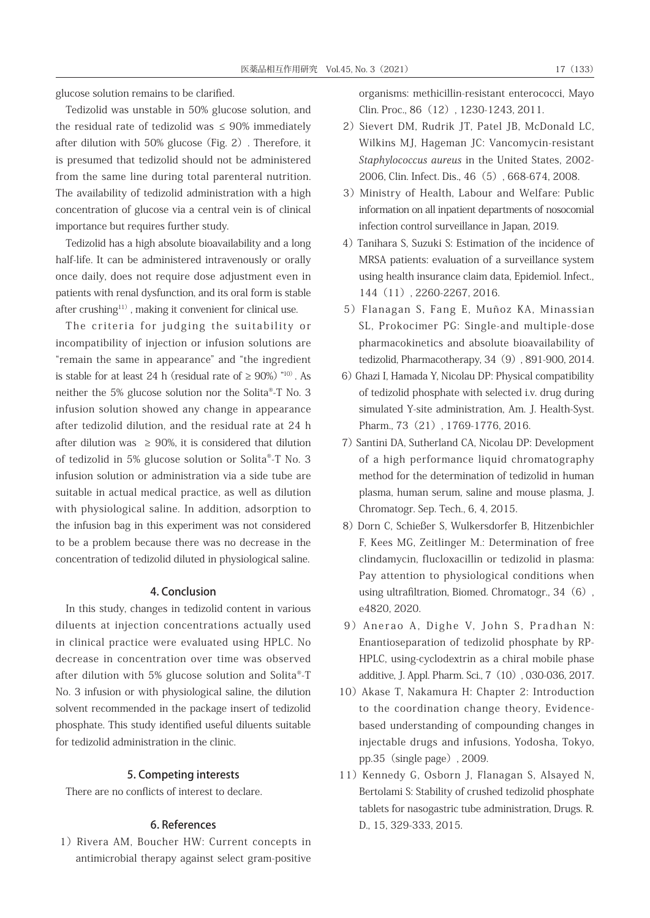glucose solution remains to be clarified.

Tedizolid was unstable in 50% glucose solution, and the residual rate of tedizolid was ≤ 90% immediately after dilution with 50% glucose (Fig. 2). Therefore, it is presumed that tedizolid should not be administered from the same line during total parenteral nutrition. The availability of tedizolid administration with a high concentration of glucose via a central vein is of clinical importance but requires further study.

Tedizolid has a high absolute bioavailability and a long half-life. It can be administered intravenously or orally once daily, does not require dose adjustment even in patients with renal dysfunction, and its oral form is stable after crushing[11], making it convenient for clinical use.

The criteria for judging the suitability or incompatibility of injection or infusion solutions are "remain the same in appearance" and "the ingredient is stable for at least 24 h (residual rate of ≥ 90%)"[10]. As neither the 5% glucose solution nor the Solita®-T No. 3 infusion solution showed any change in appearance after tedizolid dilution, and the residual rate at 24 h after dilution was ≥ 90%, it is considered that dilution of tedizolid in 5% glucose solution or Solita®-T No. 3 infusion solution or administration via a side tube are suitable in actual medical practice, as well as dilution with physiological saline. In addition, adsorption to the infusion bag in this experiment was not considered to be a problem because there was no decrease in the concentration of tedizolid diluted in physiological saline.

## 4. Conclusion

In this study, changes in tedizolid content in various diluents at injection concentrations actually used in clinical practice were evaluated using HPLC. No decrease in concentration over time was observed after dilution with 5% glucose solution and Solita®-T No. 3 infusion or with physiological saline, the dilution solvent recommended in the package insert of tedizolid phosphate. This study identified useful diluents suitable for tedizolid administration in the clinic.

## 5. Competing interests

There are no conflicts of interest to declare.

## 6. References

1) Rivera AM, Boucher HW: Current concepts in antimicrobial therapy against select gram-positive organisms: methicillin-resistant enterococci, Mayo Clin. Proc., 86 (12), 1230-1243, 2011.
2) Sievert DM, Rudrik JT, Patel JB, McDonald LC, Wilkins MJ, Hageman JC: Vancomycin-resistant *Staphylococcus aureus* in the United States, 2002-2006, Clin. Infect. Dis., 46 (5), 668-674, 2008.
3) Ministry of Health, Labour and Welfare: Public information on all inpatient departments of nosocomial infection control surveillance in Japan, 2019.
4) Tanihara S, Suzuki S: Estimation of the incidence of MRSA patients: evaluation of a surveillance system using health insurance claim data, Epidemiol. Infect., 144 (11), 2260-2267, 2016.
5) Flanagan S, Fang E, Muñoz KA, Minassian SL, Prokocimer PG: Single-and multiple-dose pharmacokinetics and absolute bioavailability of tedizolid, Pharmacotherapy, 34 (9), 891-900, 2014.
6) Ghazi I, Hamada Y, Nicolau DP: Physical compatibility of tedizolid phosphate with selected i.v. drug during simulated Y-site administration, Am. J. Health-Syst. Pharm., 73 (21), 1769-1776, 2016.
7) Santini DA, Sutherland CA, Nicolau DP: Development of a high performance liquid chromatography method for the determination of tedizolid in human plasma, human serum, saline and mouse plasma, J. Chromatogr. Sep. Tech., 6, 4, 2015.
8) Dorn C, Schießer S, Wulkersdorfer B, Hitzenbichler F, Kees MG, Zeitlinger M.: Determination of free clindamycin, flucloxacillin or tedizolid in plasma: Pay attention to physiological conditions when using ultrafiltration, Biomed. Chromatogr., 34 (6), e4820, 2020.
9) Anerao A, Dighe V, John S, Pradhan N: Enantioseparation of tedizolid phosphate by RP-HPLC, using-cyclodextrin as a chiral mobile phase additive, J. Appl. Pharm. Sci., 7 (10), 030-036, 2017.
10) Akase T, Nakamura H: Chapter 2: Introduction to the coordination change theory, Evidence-based understanding of compounding changes in injectable drugs and infusions, Yodosha, Tokyo, pp.35 (single page), 2009.
11) Kennedy G, Osborn J, Flanagan S, Alsayed N, Bertolami S: Stability of crushed tedizolid phosphate tablets for nasogastric tube administration, Drugs. R. D., 15, 329-333, 2015.